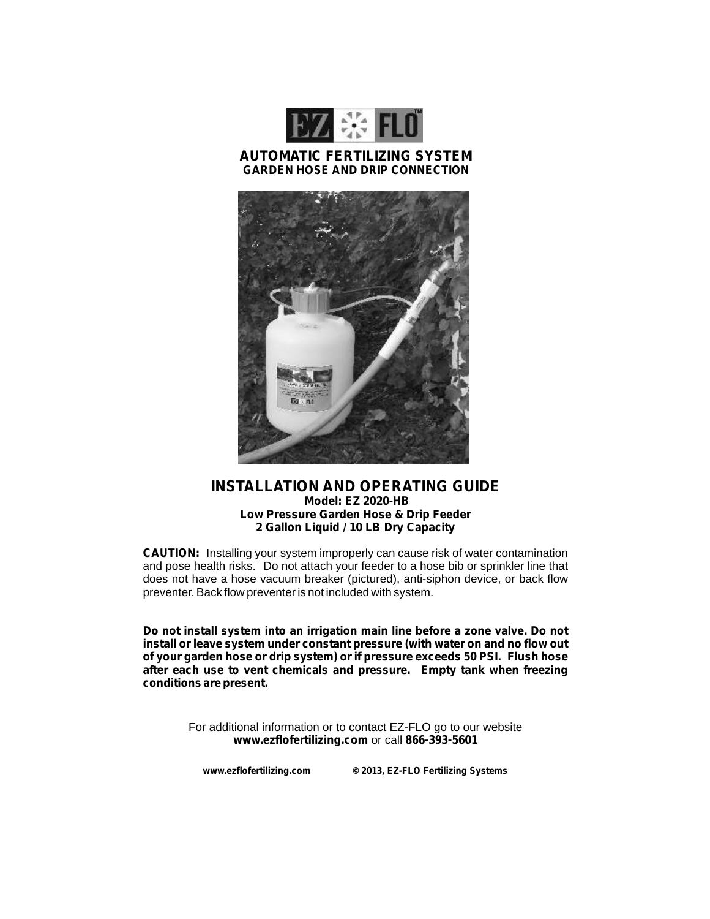# AUTOMATIC FERTILIZING SYSTEM

## GARDEN HOSE AND DRIP CONNECTION

# INSTALLATION AND OPERATING GUIDE

**Model: EZ 2020-HB**
**Low Pressure Garden Hose & Drip Feeder**
**2 Gallon Liquid / 10 LB Dry Capacity**

**CAUTION:** Installing your system improperly can cause risk of water contamination and pose health risks. Do not attach your feeder to a hose bib or sprinkler line that does not have a hose vacuum breaker (pictured), anti-siphon device, or back flow preventer. Back flow preventer is not included with system.

**Do not install system into an irrigation main line before a zone valve. Do not install or leave system under constant pressure (with water on and no flow out of your garden hose or drip system) or if pressure exceeds 50 PSI. Flush hose after each use to vent chemicals and pressure. Empty tank when freezing conditions are present.**

For additional information or to contact EZ-FLO go to our website **www.ezflofertilizing.com** or call **866-393-5601**

**www.ezflofertilizing.com** **© 2013, EZ-FLO Fertilizing Systems**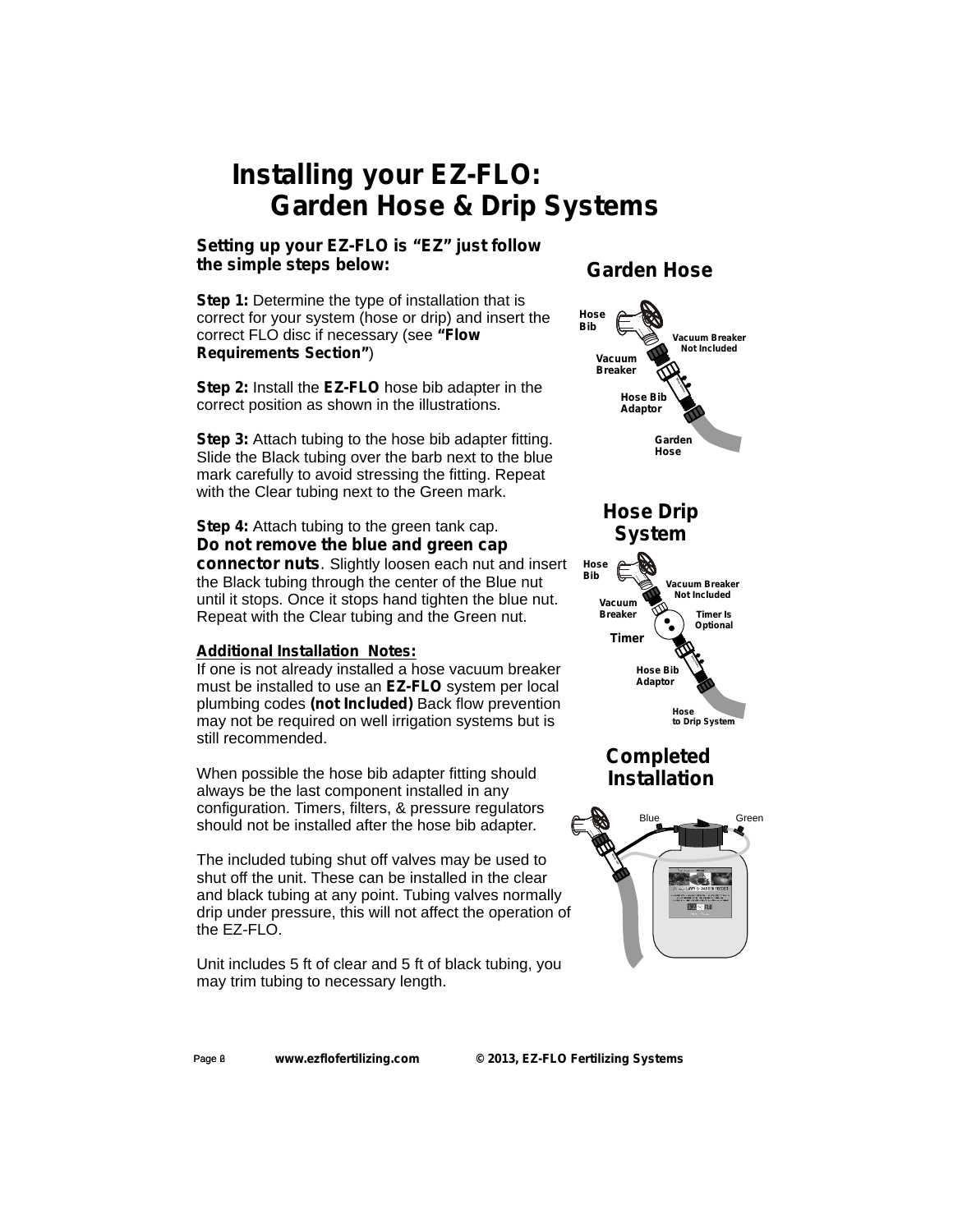# Installing your EZ-FLO: Garden Hose & Drip Systems

**Setting up your EZ-FLO is "EZ" just follow the simple steps below:**

**Step 1:** Determine the type of installation that is correct for your system (hose or drip) and insert the correct FLO disc if necessary (see **"Flow Requirements Section"**)

**Step 2:** Install the **EZ-FLO** hose bib adapter in the correct position as shown in the illustrations.

**Step 3:** Attach tubing to the hose bib adapter fitting. Slide the Black tubing over the barb next to the blue mark carefully to avoid stressing the fitting. Repeat with the Clear tubing next to the Green mark.

**Step 4:** Attach tubing to the green tank cap. **Do not remove the blue and green cap connector nuts**. Slightly loosen each nut and insert the Black tubing through the center of the Blue nut until it stops. Once it stops hand tighten the blue nut. Repeat with the Clear tubing and the Green nut.

**Additional Installation Notes:**

If one is not already installed a hose vacuum breaker must be installed to use an **EZ-FLO** system per local plumbing codes **(not Included)** Back flow prevention may not be required on well irrigation systems but is still recommended.

When possible the hose bib adapter fitting should always be the last component installed in any configuration. Timers, filters, & pressure regulators should not be installed after the hose bib adapter.

The included tubing shut off valves may be used to shut off the unit. These can be installed in the clear and black tubing at any point. Tubing valves normally drip under pressure, this will not affect the operation of the EZ-FLO.

Unit includes 5 ft of clear and 5 ft of black tubing, you may trim tubing to necessary length.

## Garden Hose

Hose Bib — Vacuum Breaker — Vacuum Breaker Not Included — Hose Bib Adaptor — Garden Hose

## Hose Drip System

Hose Bib — Vacuum Breaker — Vacuum Breaker Not Included — Timer — Timer Is Optional — Hose Bib Adaptor — Hose to Drip System

## Completed Installation

Blue — Green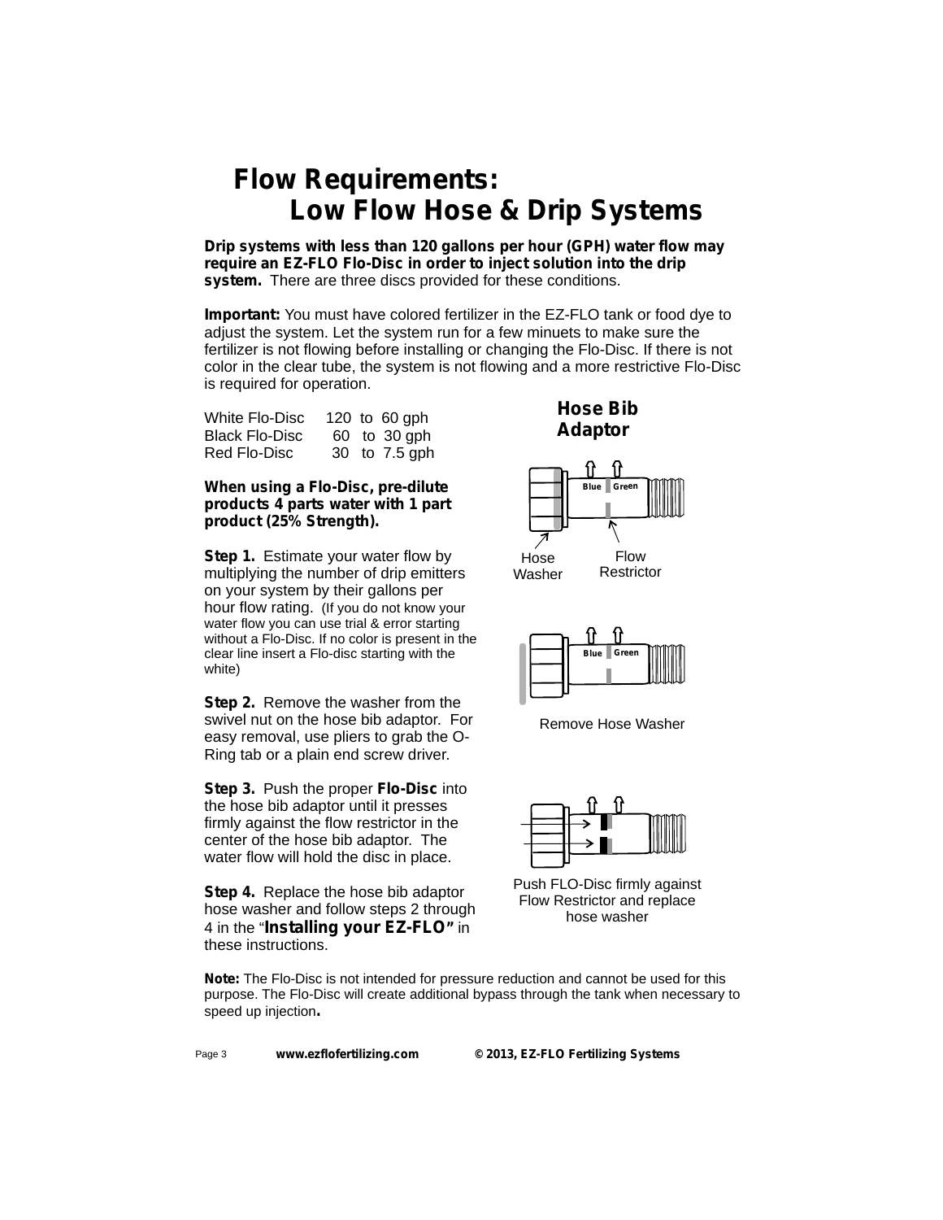# Flow Requirements:
## Low Flow Hose & Drip Systems

**Drip systems with less than 120 gallons per hour (GPH) water flow may require an EZ-FLO Flo-Disc in order to inject solution into the drip system.** There are three discs provided for these conditions.

**Important:** You must have colored fertilizer in the EZ-FLO tank or food dye to adjust the system. Let the system run for a few minuets to make sure the fertilizer is not flowing before installing or changing the Flo-Disc. If there is not color in the clear tube, the system is not flowing and a more restrictive Flo-Disc is required for operation.

| | |
|---|---|
| White Flo-Disc | 120 to 60 gph |
| Black Flo-Disc | 60 to 30 gph |
| Red Flo-Disc | 30 to 7.5 gph |

**When using a Flo-Disc, pre-dilute products 4 parts water with 1 part product (25% Strength).**

**Step 1.** Estimate your water flow by multiplying the number of drip emitters on your system by their gallons per hour flow rating. (If you do not know your water flow you can use trial & error starting without a Flo-Disc. If no color is present in the clear line insert a Flo-disc starting with the white)

**Step 2.** Remove the washer from the swivel nut on the hose bib adaptor. For easy removal, use pliers to grab the O-Ring tab or a plain end screw driver.

**Step 3.** Push the proper **Flo-Disc** into the hose bib adaptor until it presses firmly against the flow restrictor in the center of the hose bib adaptor. The water flow will hold the disc in place.

**Step 4.** Replace the hose bib adaptor hose washer and follow steps 2 through 4 in the "**Installing your EZ-FLO"** in these instructions.

**Hose Bib Adaptor**

Blue Green

Hose Washer

Flow Restrictor

Remove Hose Washer

Push FLO-Disc firmly against Flow Restrictor and replace hose washer

**Note:** The Flo-Disc is not intended for pressure reduction and cannot be used for this purpose. The Flo-Disc will create additional bypass through the tank when necessary to speed up injection.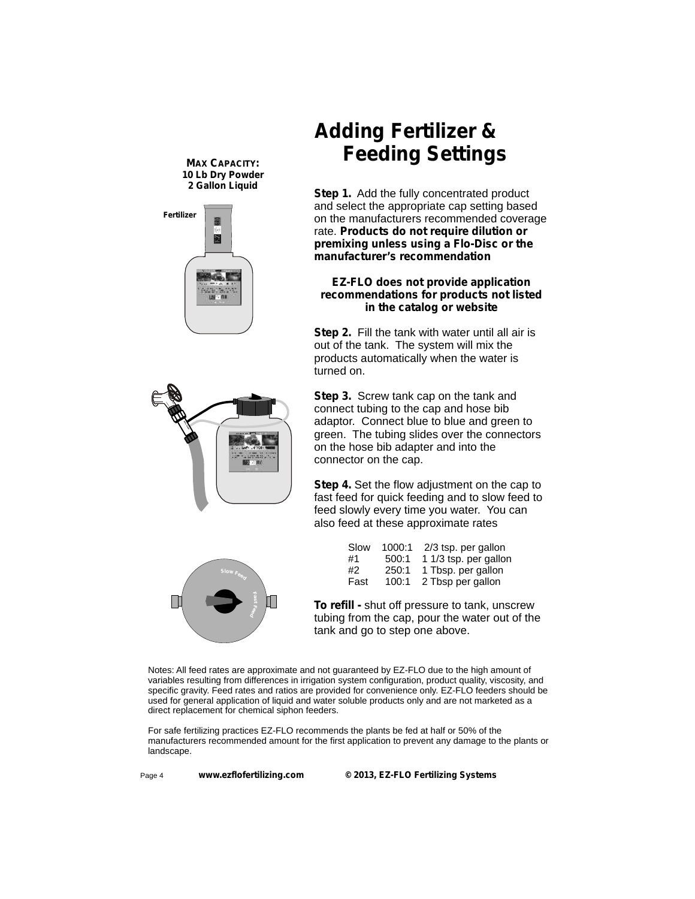**MAX CAPACITY:**
**10 Lb Dry Powder**
**2 Gallon Liquid**

Fertilizer

# Adding Fertilizer & Feeding Settings

**Step 1.** Add the fully concentrated product and select the appropriate cap setting based on the manufacturers recommended coverage rate. **Products do not require dilution or premixing unless using a Flo-Disc or the manufacturer's recommendation**

**EZ-FLO does not provide application recommendations for products not listed in the catalog or website**

**Step 2.** Fill the tank with water until all air is out of the tank. The system will mix the products automatically when the water is turned on.

**Step 3.** Screw tank cap on the tank and connect tubing to the cap and hose bib adaptor. Connect blue to blue and green to green. The tubing slides over the connectors on the hose bib adapter and into the connector on the cap.

**Step 4.** Set the flow adjustment on the cap to fast feed for quick feeding and to slow feed to feed slowly every time you water. You can also feed at these approximate rates

| | | |
|---|---|---|
| Slow | 1000:1 | 2/3 tsp. per gallon |
| #1 | 500:1 | 1 1/3 tsp. per gallon |
| #2 | 250:1 | 1 Tbsp. per gallon |
| Fast | 100:1 | 2 Tbsp per gallon |

Slow Feed

Fast Feed

**To refill -** shut off pressure to tank, unscrew tubing from the cap, pour the water out of the tank and go to step one above.

Notes: All feed rates are approximate and not guaranteed by EZ-FLO due to the high amount of variables resulting from differences in irrigation system configuration, product quality, viscosity, and specific gravity. Feed rates and ratios are provided for convenience only. EZ-FLO feeders should be used for general application of liquid and water soluble products only and are not marketed as a direct replacement for chemical siphon feeders.

For safe fertilizing practices EZ-FLO recommends the plants be fed at half or 50% of the manufacturers recommended amount for the first application to prevent any damage to the plants or landscape.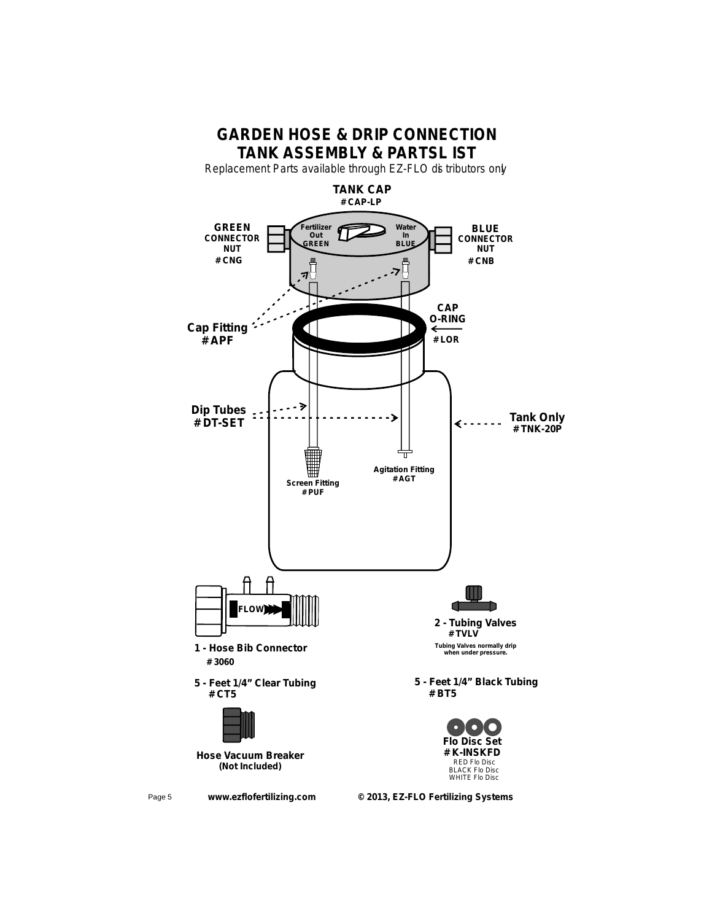# GARDEN HOSE & DRIP CONNECTION
# TANK ASSEMBLY & PARTSL IST

*Replacement Parts available through EZ-FLO distributors only*

**TANK CAP**
**#CAP-LP**

Fertilizer Out GREEN

Water In BLUE

**GREEN CONNECTOR NUT**
**#CNG**

**BLUE CONNECTOR NUT**
**#CNB**

**Cap Fitting**
**#APF**

**CAP O-RING**
**#LOR**

**Dip Tubes**
**#DT-SET**

**Tank Only**
**#TNK-20P**

**Screen Fitting**
**#PUF**

**Agitation Fitting**
**#AGT**

FLOW

**1 - Hose Bib Connector**
**#3060**

**2 - Tubing Valves**
**#TVLV**

Tubing Valves normally drip when under pressure.

**5 - Feet 1/4" Clear Tubing**
**#CT5**

**5 - Feet 1/4" Black Tubing**
**#BT5**

**Hose Vacuum Breaker**
**(Not Included)**

**Flo Disc Set**
**#K-INSKFD**
RED Flo Disc
BLACK Flo Disc
WHITE Flo Disc

www.ezflofertilizing.com © 2013, EZ-FLO Fertilizing Systems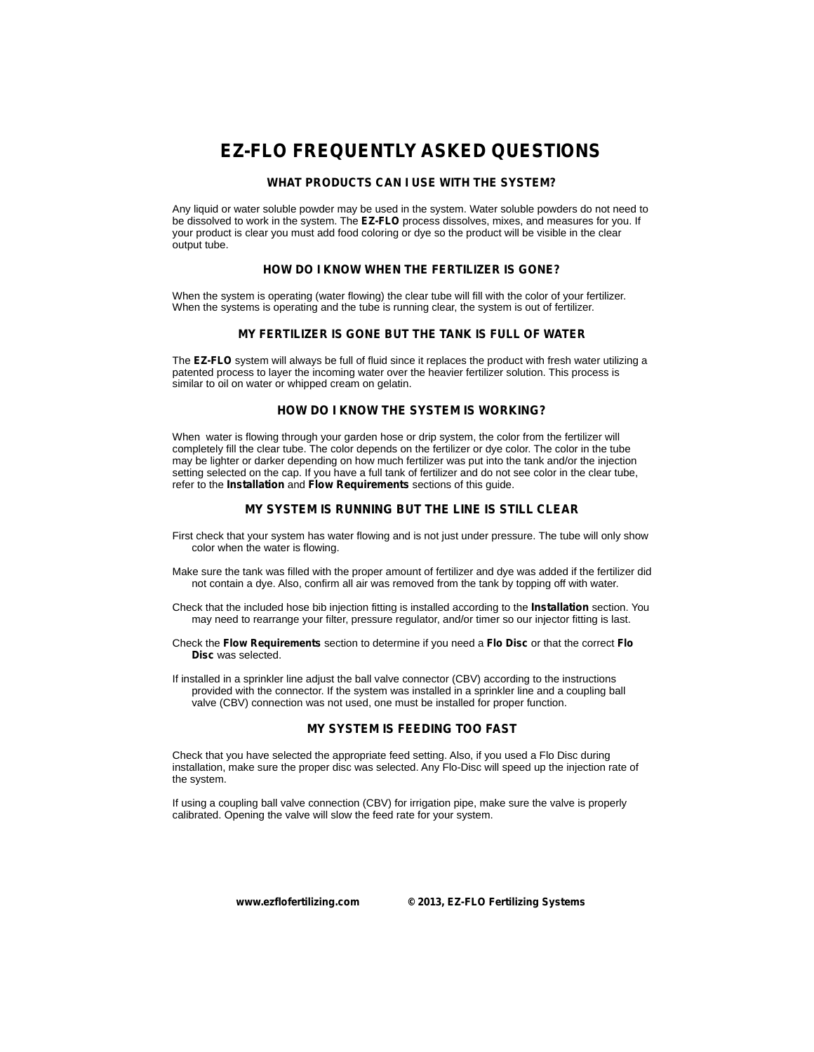# EZ-FLO FREQUENTLY ASKED QUESTIONS

## WHAT PRODUCTS CAN I USE WITH THE SYSTEM?

Any liquid or water soluble powder may be used in the system. Water soluble powders do not need to be dissolved to work in the system. The **EZ-FLO** process dissolves, mixes, and measures for you. If your product is clear you must add food coloring or dye so the product will be visible in the clear output tube.

## HOW DO I KNOW WHEN THE FERTILIZER IS GONE?

When the system is operating (water flowing) the clear tube will fill with the color of your fertilizer. When the systems is operating and the tube is running clear, the system is out of fertilizer.

## MY FERTILIZER IS GONE BUT THE TANK IS FULL OF WATER

The **EZ-FLO** system will always be full of fluid since it replaces the product with fresh water utilizing a patented process to layer the incoming water over the heavier fertilizer solution. This process is similar to oil on water or whipped cream on gelatin.

## HOW DO I KNOW THE SYSTEM IS WORKING?

When water is flowing through your garden hose or drip system, the color from the fertilizer will completely fill the clear tube. The color depends on the fertilizer or dye color. The color in the tube may be lighter or darker depending on how much fertilizer was put into the tank and/or the injection setting selected on the cap. If you have a full tank of fertilizer and do not see color in the clear tube, refer to the **Installation** and **Flow Requirements** sections of this guide.

## MY SYSTEM IS RUNNING BUT THE LINE IS STILL CLEAR

First check that your system has water flowing and is not just under pressure. The tube will only show color when the water is flowing.

Make sure the tank was filled with the proper amount of fertilizer and dye was added if the fertilizer did not contain a dye. Also, confirm all air was removed from the tank by topping off with water.

Check that the included hose bib injection fitting is installed according to the **Installation** section. You may need to rearrange your filter, pressure regulator, and/or timer so our injector fitting is last.

Check the **Flow Requirements** section to determine if you need a **Flo Disc** or that the correct **Flo Disc** was selected.

If installed in a sprinkler line adjust the ball valve connector (CBV) according to the instructions provided with the connector. If the system was installed in a sprinkler line and a coupling ball valve (CBV) connection was not used, one must be installed for proper function.

## MY SYSTEM IS FEEDING TOO FAST

Check that you have selected the appropriate feed setting. Also, if you used a Flo Disc during installation, make sure the proper disc was selected. Any Flo-Disc will speed up the injection rate of the system.

If using a coupling ball valve connection (CBV) for irrigation pipe, make sure the valve is properly calibrated. Opening the valve will slow the feed rate for your system.

**www.ezflofertilizing.com** **© 2013, EZ-FLO Fertilizing Systems**